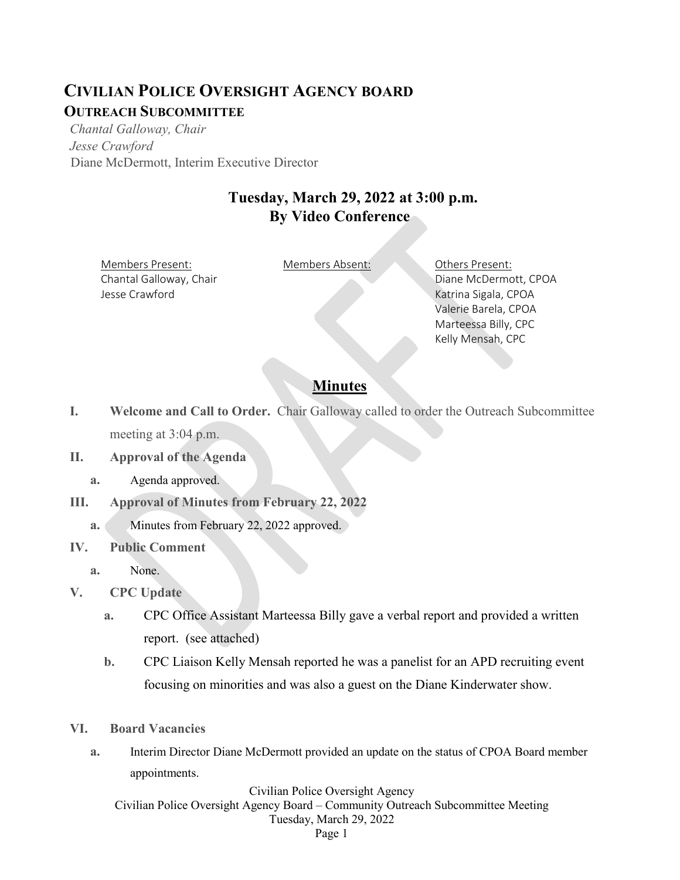# CIVILIAN POLICE OVERSIGHT AGENCY BOARD

## OUTREACH SUBCOMMITTEE

*Chantal Galloway, Chair*
*Jesse Crawford*
Diane McDermott, Interim Executive Director

### Tuesday, March 29, 2022 at 3:00 p.m.
### By Video Conference

| Members Present: | Members Absent: | Others Present: |
|---|---|---|
| Chantal Galloway, Chair | | Diane McDermott, CPOA |
| Jesse Crawford | | Katrina Sigala, CPOA |
| | | Valerie Barela, CPOA |
| | | Marteessa Billy, CPC |
| | | Kelly Mensah, CPC |

## Minutes

**I. Welcome and Call to Order.** Chair Galloway called to order the Outreach Subcommittee meeting at 3:04 p.m.

**II. Approval of the Agenda**

- **a.** Agenda approved.

**III. Approval of Minutes from February 22, 2022**

- **a.** Minutes from February 22, 2022 approved.

**IV. Public Comment**

- **a.** None.

**V. CPC Update**

- **a.** CPC Office Assistant Marteessa Billy gave a verbal report and provided a written report. (see attached)
- **b.** CPC Liaison Kelly Mensah reported he was a panelist for an APD recruiting event focusing on minorities and was also a guest on the Diane Kinderwater show.

**VI. Board Vacancies**

- **a.** Interim Director Diane McDermott provided an update on the status of CPOA Board member appointments.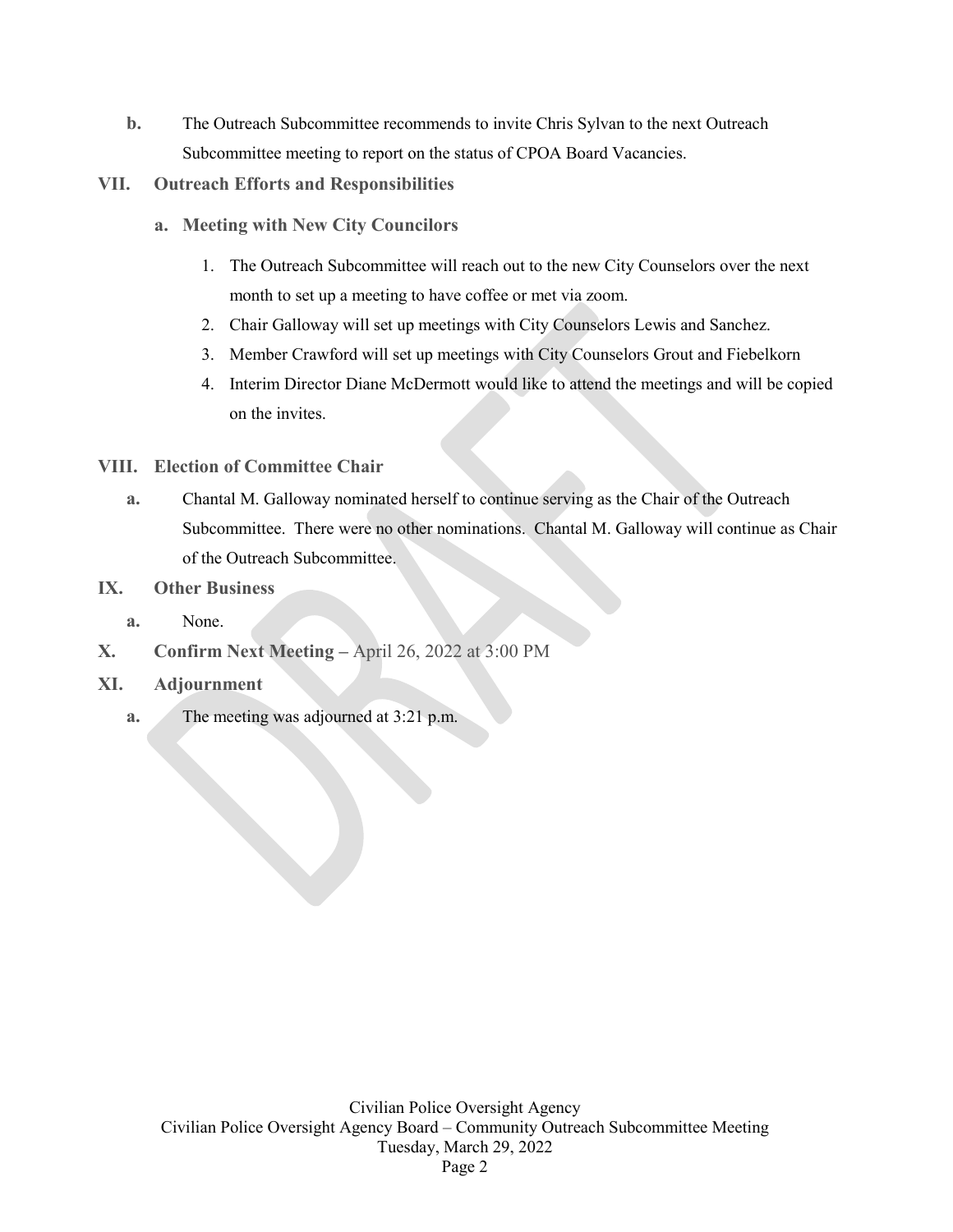b. The Outreach Subcommittee recommends to invite Chris Sylvan to the next Outreach Subcommittee meeting to report on the status of CPOA Board Vacancies.

## VII. Outreach Efforts and Responsibilities

### a. Meeting with New City Councilors

1. The Outreach Subcommittee will reach out to the new City Counselors over the next month to set up a meeting to have coffee or met via zoom.
2. Chair Galloway will set up meetings with City Counselors Lewis and Sanchez.
3. Member Crawford will set up meetings with City Counselors Grout and Fiebelkorn
4. Interim Director Diane McDermott would like to attend the meetings and will be copied on the invites.

## VIII. Election of Committee Chair

a. Chantal M. Galloway nominated herself to continue serving as the Chair of the Outreach Subcommittee. There were no other nominations. Chantal M. Galloway will continue as Chair of the Outreach Subcommittee.

## IX. Other Business

a. None.

## X. Confirm Next Meeting – April 26, 2022 at 3:00 PM

## XI. Adjournment

a. The meeting was adjourned at 3:21 p.m.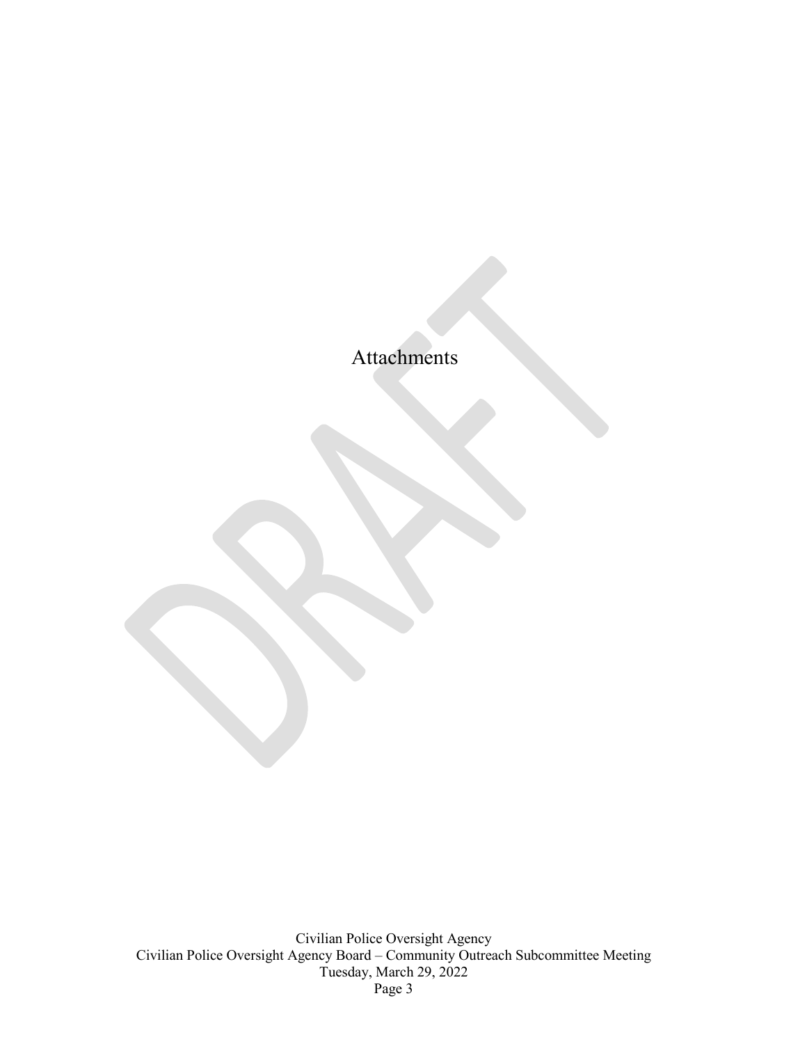# Attachments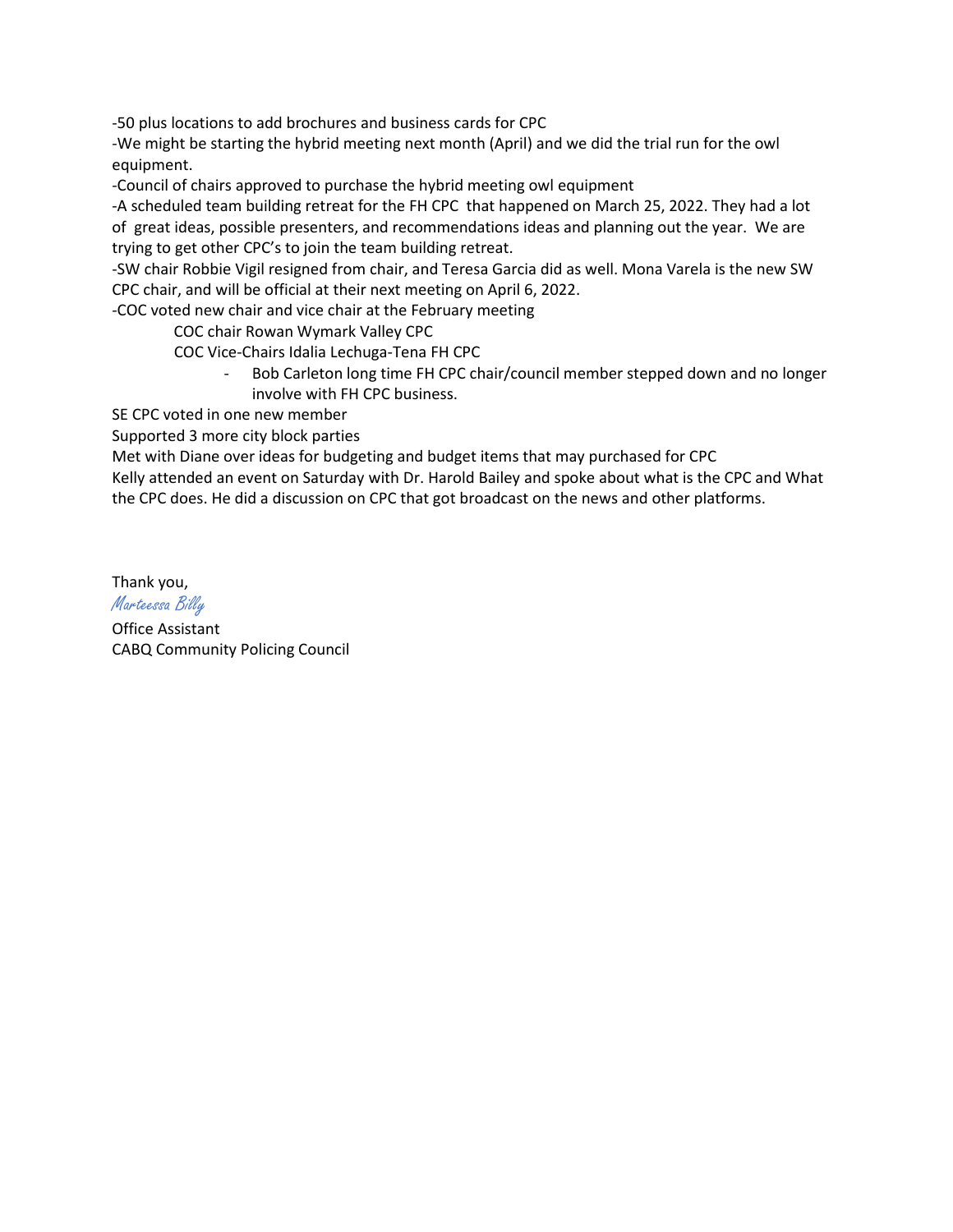-50 plus locations to add brochures and business cards for CPC

-We might be starting the hybrid meeting next month (April) and we did the trial run for the owl equipment.

-Council of chairs approved to purchase the hybrid meeting owl equipment

-A scheduled team building retreat for the FH CPC that happened on March 25, 2022. They had a lot of great ideas, possible presenters, and recommendations ideas and planning out the year. We are trying to get other CPC's to join the team building retreat.

-SW chair Robbie Vigil resigned from chair, and Teresa Garcia did as well. Mona Varela is the new SW CPC chair, and will be official at their next meeting on April 6, 2022.

-COC voted new chair and vice chair at the February meeting

COC chair Rowan Wymark Valley CPC

COC Vice-Chairs Idalia Lechuga-Tena FH CPC

- Bob Carleton long time FH CPC chair/council member stepped down and no longer involve with FH CPC business.

SE CPC voted in one new member

Supported 3 more city block parties

Met with Diane over ideas for budgeting and budget items that may purchased for CPC

Kelly attended an event on Saturday with Dr. Harold Bailey and spoke about what is the CPC and What the CPC does. He did a discussion on CPC that got broadcast on the news and other platforms.

Thank you,

*Marteessa Billy*

Office Assistant

CABQ Community Policing Council